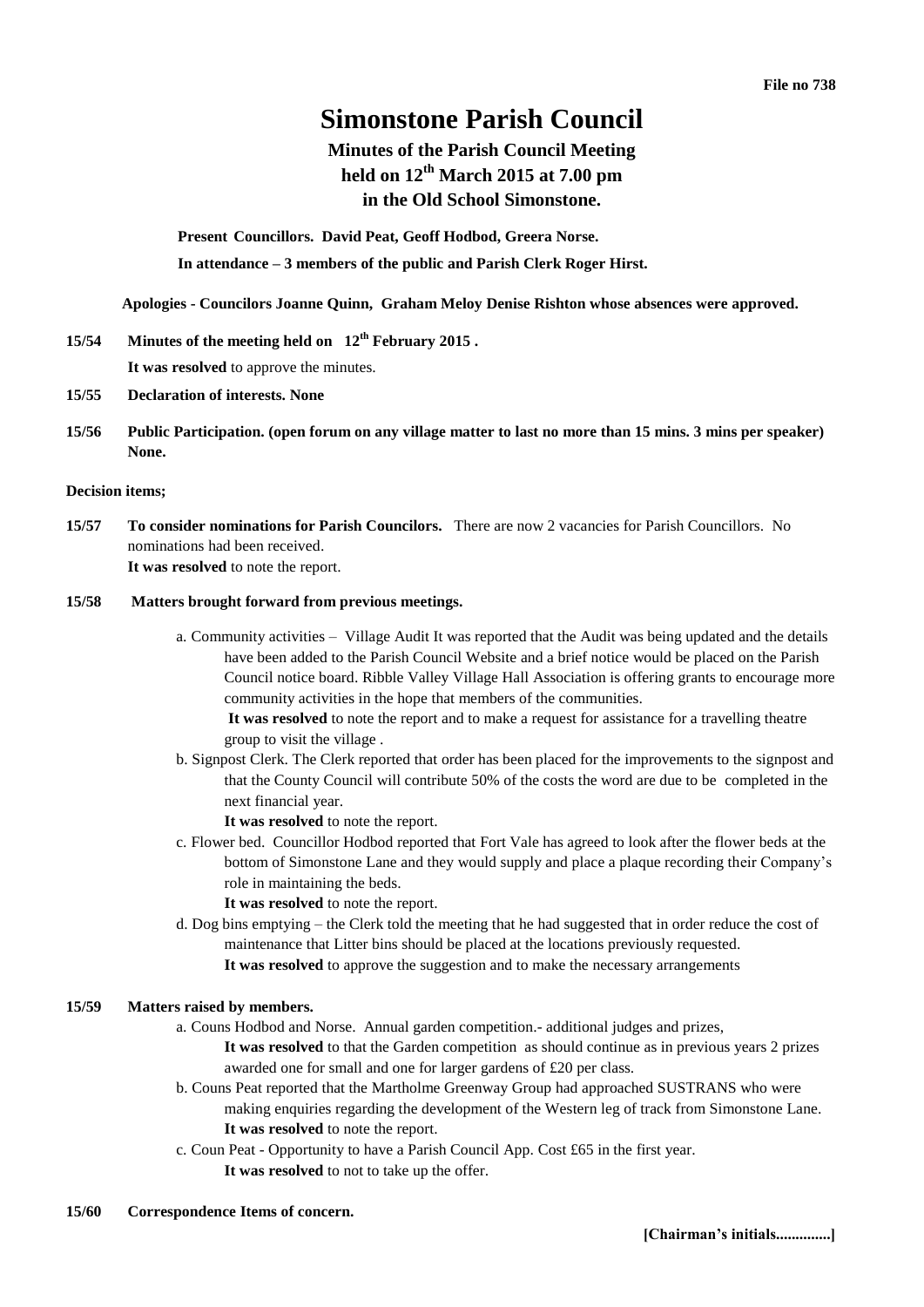File no 738

# Simonstone Parish Council

## Minutes of the Parish Council Meeting held on 12th March 2015 at 7.00 pm in the Old School Simonstone.

**Present Councillors. David Peat, Geoff Hodbod, Greera Norse.**

**In attendance – 3 members of the public and Parish Clerk Roger Hirst.**

**Apologies - Councilors Joanne Quinn, Graham Meloy Denise Rishton whose absences were approved.**

**15/54 Minutes of the meeting held on 12th February 2015 .**

**It was resolved** to approve the minutes.

**15/55 Declaration of interests. None**

**15/56 Public Participation. (open forum on any village matter to last no more than 15 mins. 3 mins per speaker) None.**

**Decision items;**

**15/57 To consider nominations for Parish Councilors.** There are now 2 vacancies for Parish Councillors. No nominations had been received.
**It was resolved** to note the report.

**15/58 Matters brought forward from previous meetings.**

a. Community activities – Village Audit It was reported that the Audit was being updated and the details have been added to the Parish Council Website and a brief notice would be placed on the Parish Council notice board. Ribble Valley Village Hall Association is offering grants to encourage more community activities in the hope that members of the communities.
**It was resolved** to note the report and to make a request for assistance for a travelling theatre group to visit the village .

b. Signpost Clerk. The Clerk reported that order has been placed for the improvements to the signpost and that the County Council will contribute 50% of the costs the word are due to be completed in the next financial year.
**It was resolved** to note the report.

c. Flower bed. Councillor Hodbod reported that Fort Vale has agreed to look after the flower beds at the bottom of Simonstone Lane and they would supply and place a plaque recording their Company's role in maintaining the beds.
**It was resolved** to note the report.

d. Dog bins emptying – the Clerk told the meeting that he had suggested that in order reduce the cost of maintenance that Litter bins should be placed at the locations previously requested.
**It was resolved** to approve the suggestion and to make the necessary arrangements

**15/59 Matters raised by members.**

a. Couns Hodbod and Norse. Annual garden competition.- additional judges and prizes,
**It was resolved** to that the Garden competition as should continue as in previous years 2 prizes awarded one for small and one for larger gardens of £20 per class.

b. Couns Peat reported that the Martholme Greenway Group had approached SUSTRANS who were making enquiries regarding the development of the Western leg of track from Simonstone Lane.
**It was resolved** to note the report.

c. Coun Peat - Opportunity to have a Parish Council App. Cost £65 in the first year.
**It was resolved** to not to take up the offer.

**15/60 Correspondence Items of concern.**

**[Chairman's initials..............]**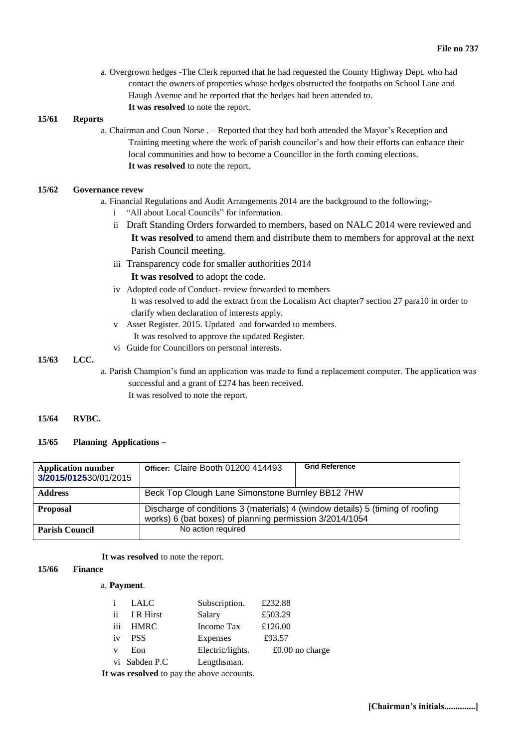a. Overgrown hedges -The Clerk reported that he had requested the County Highway Dept. who had contact the owners of properties whose hedges obstructed the footpaths on School Lane and Haugh Avenue and he reported that the hedges had been attended to.
**It was resolved** to note the report.

**15/61 Reports**

a. Chairman and Coun Norse . – Reported that they had both attended the Mayor's Reception and Training meeting where the work of parish councilor's and how their efforts can enhance their local communities and how to become a Councillor in the forth coming elections.
**It was resolved** to note the report.

**15/62 Governance revew**

a. Financial Regulations and Audit Arrangements 2014 are the background to the following;-

i "All about Local Councils" for information.

ii Draft Standing Orders forwarded to members, based on NALC 2014 were reviewed and **It was resolved** to amend them and distribute them to members for approval at the next Parish Council meeting.

iii Transparency code for smaller authorities 2014
**It was resolved** to adopt the code.

iv Adopted code of Conduct- review forwarded to members
It was resolved to add the extract from the Localism Act chapter7 section 27 para10 in order to clarify when declaration of interests apply.

v Asset Register. 2015. Updated and forwarded to members.
It was resolved to approve the updated Register.

vi Guide for Councillors on personal interests.

**15/63 LCC.**

a. Parish Champion's fund an application was made to fund a replacement computer. The application was successful and a grant of £274 has been received.
It was resolved to note the report.

**15/64 RVBC.**

**15/65 Planning Applications –**

| **Application number** 3/2015/0125 30/01/2015 | Officer: Claire Booth 01200 414493 | Grid Reference |
|---|---|---|
| **Address** | Beck Top Clough Lane Simonstone Burnley BB12 7HW | |
| **Proposal** | Discharge of conditions 3 (materials) 4 (window details) 5 (timing of roofing works) 6 (bat boxes) of planning permission 3/2014/1054 | |
| **Parish Council** | No action required | |

**It was resolved** to note the report.

**15/66 Finance**

a. **Payment**.

| | | | |
|---|---|---|---|
| i | LALC | Subscription. | £232.88 |
| ii | I R Hirst | Salary | £503.29 |
| iii | HMRC | Income Tax | £126.00 |
| iv | PSS | Expenses | £93.57 |
| v | Eon | Electric/lights. | £0.00 no charge |
| vi | Sabden P.C | Lengthsman. | |

**It was resolved** to pay the above accounts.

**[Chairman's initials..............]**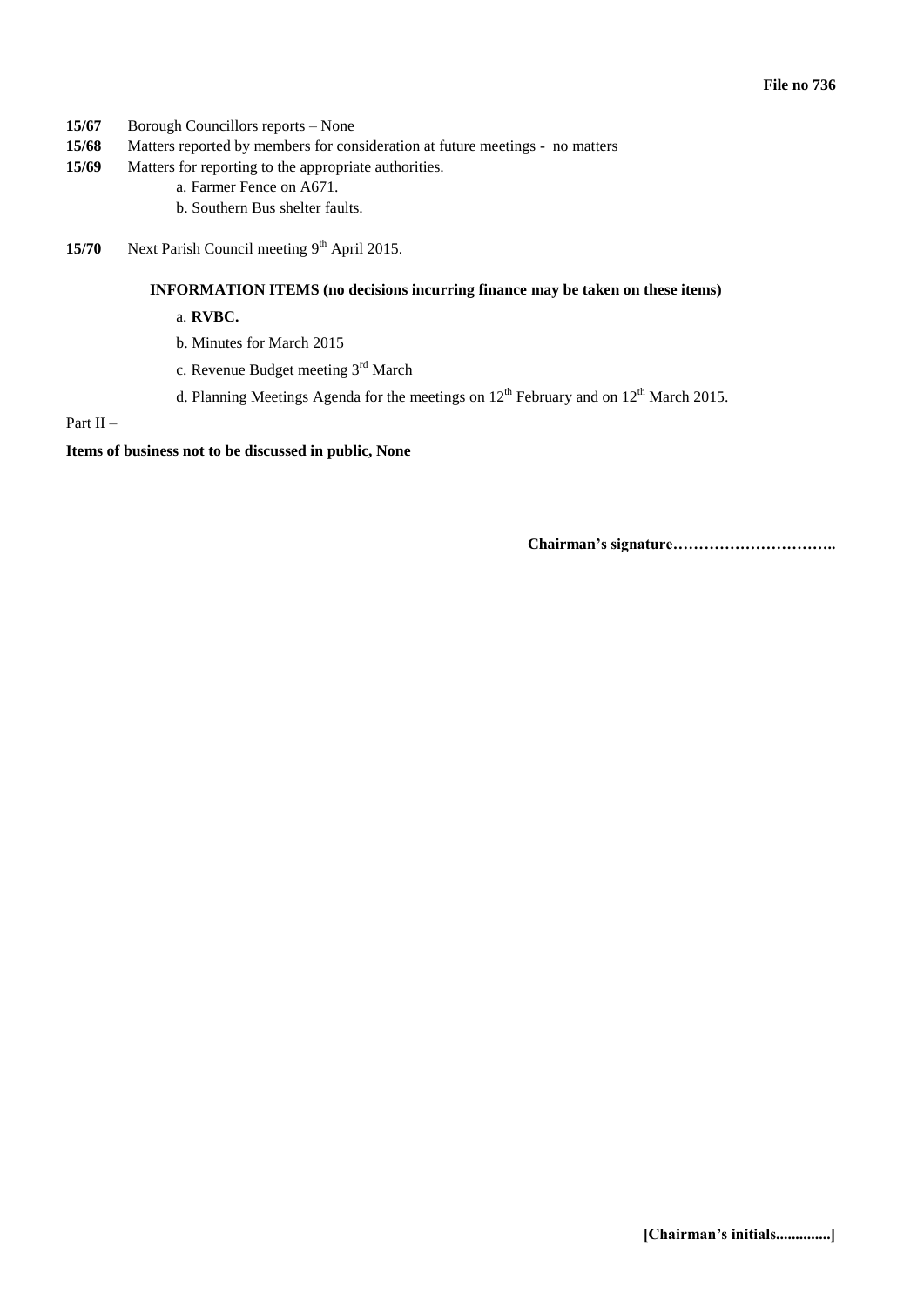**15/67** Borough Councillors reports – None

**15/68** Matters reported by members for consideration at future meetings - no matters

**15/69** Matters for reporting to the appropriate authorities.

a. Farmer Fence on A671.

b. Southern Bus shelter faults.

**15/70** Next Parish Council meeting 9th April 2015.

**INFORMATION ITEMS (no decisions incurring finance may be taken on these items)**

a. **RVBC.**

b. Minutes for March 2015

c. Revenue Budget meeting 3rd March

d. Planning Meetings Agenda for the meetings on 12th February and on 12th March 2015.

Part II –

**Items of business not to be discussed in public, None**

**Chairman's signature…………………………..**

**[Chairman's initials.............]**